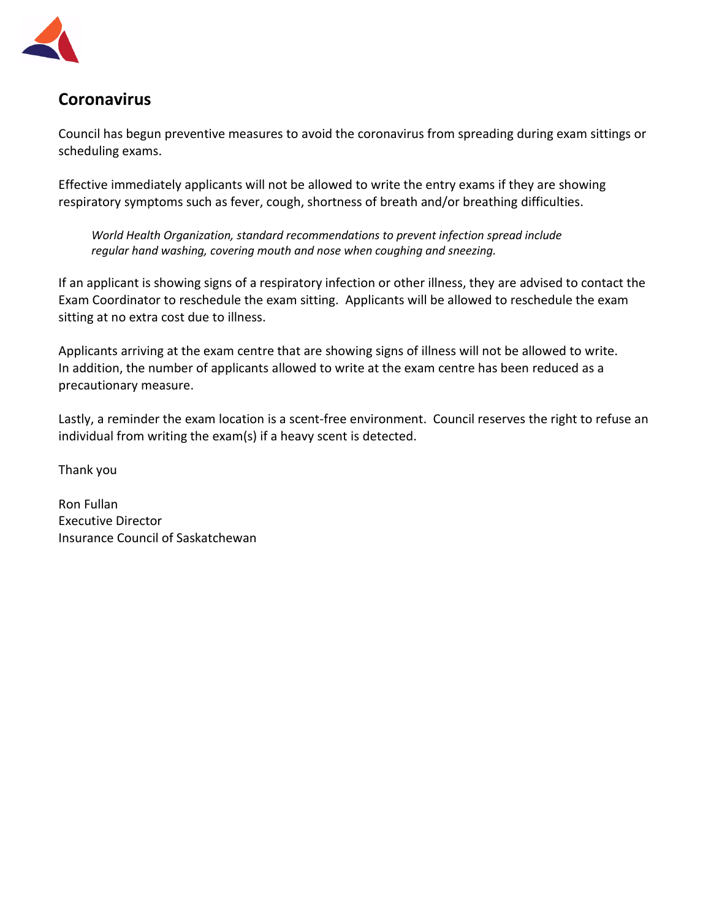## Coronavirus

Council has begun preventive measures to avoid the coronavirus from spreading during exam sittings or scheduling exams.

Effective immediately applicants will not be allowed to write the entry exams if they are showing respiratory symptoms such as fever, cough, shortness of breath and/or breathing difficulties.

> *World Health Organization, standard recommendations to prevent infection spread include regular hand washing, covering mouth and nose when coughing and sneezing.*

If an applicant is showing signs of a respiratory infection or other illness, they are advised to contact the Exam Coordinator to reschedule the exam sitting. Applicants will be allowed to reschedule the exam sitting at no extra cost due to illness.

Applicants arriving at the exam centre that are showing signs of illness will not be allowed to write. In addition, the number of applicants allowed to write at the exam centre has been reduced as a precautionary measure.

Lastly, a reminder the exam location is a scent-free environment. Council reserves the right to refuse an individual from writing the exam(s) if a heavy scent is detected.

Thank you

Ron Fullan
Executive Director
Insurance Council of Saskatchewan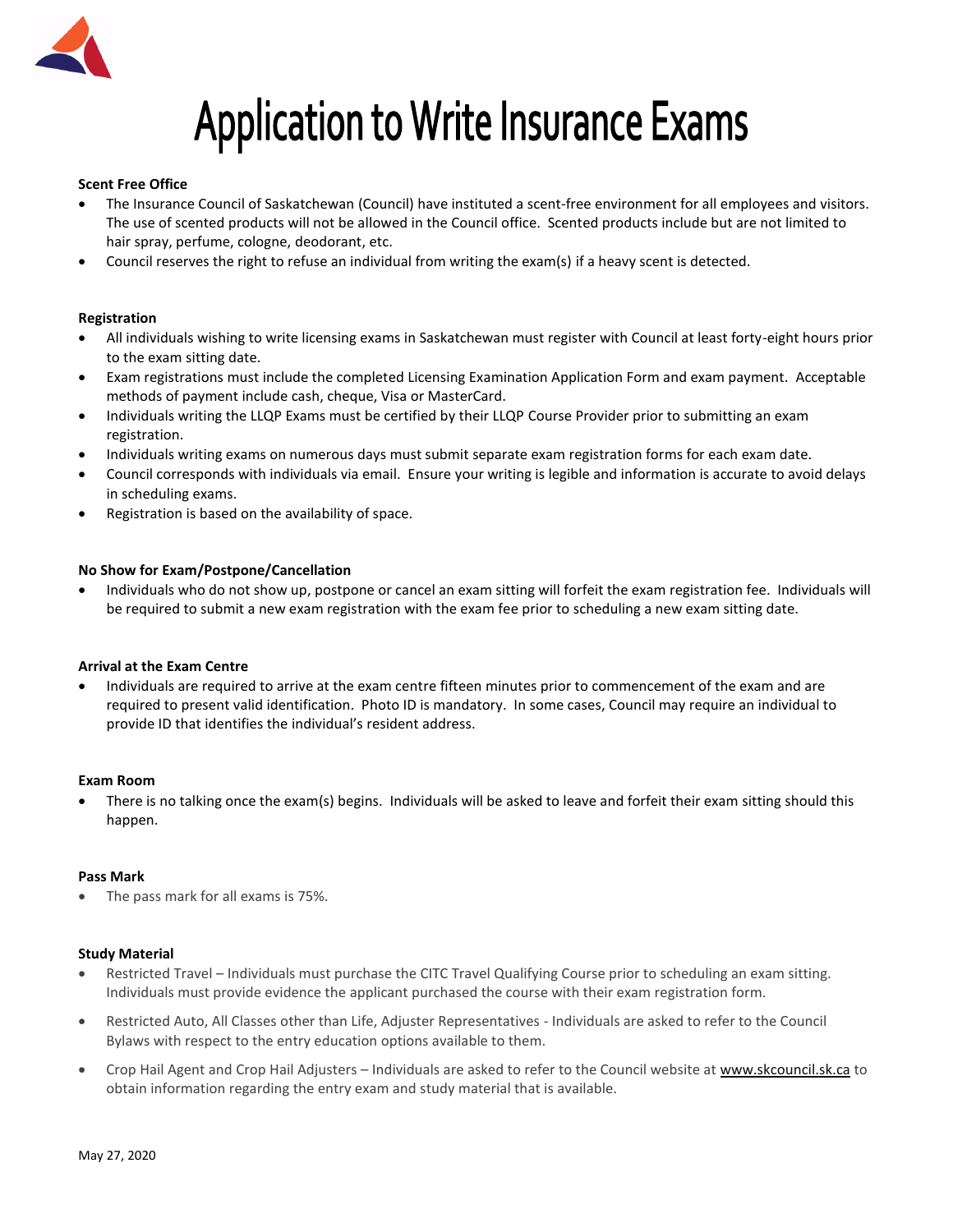# Application to Write Insurance Exams

**Scent Free Office**

- The Insurance Council of Saskatchewan (Council) have instituted a scent-free environment for all employees and visitors. The use of scented products will not be allowed in the Council office. Scented products include but are not limited to hair spray, perfume, cologne, deodorant, etc.
- Council reserves the right to refuse an individual from writing the exam(s) if a heavy scent is detected.

**Registration**

- All individuals wishing to write licensing exams in Saskatchewan must register with Council at least forty-eight hours prior to the exam sitting date.
- Exam registrations must include the completed Licensing Examination Application Form and exam payment. Acceptable methods of payment include cash, cheque, Visa or MasterCard.
- Individuals writing the LLQP Exams must be certified by their LLQP Course Provider prior to submitting an exam registration.
- Individuals writing exams on numerous days must submit separate exam registration forms for each exam date.
- Council corresponds with individuals via email. Ensure your writing is legible and information is accurate to avoid delays in scheduling exams.
- Registration is based on the availability of space.

**No Show for Exam/Postpone/Cancellation**

- Individuals who do not show up, postpone or cancel an exam sitting will forfeit the exam registration fee. Individuals will be required to submit a new exam registration with the exam fee prior to scheduling a new exam sitting date.

**Arrival at the Exam Centre**

- Individuals are required to arrive at the exam centre fifteen minutes prior to commencement of the exam and are required to present valid identification. Photo ID is mandatory. In some cases, Council may require an individual to provide ID that identifies the individual's resident address.

**Exam Room**

- There is no talking once the exam(s) begins. Individuals will be asked to leave and forfeit their exam sitting should this happen.

**Pass Mark**

- The pass mark for all exams is 75%.

**Study Material**

- Restricted Travel – Individuals must purchase the CITC Travel Qualifying Course prior to scheduling an exam sitting. Individuals must provide evidence the applicant purchased the course with their exam registration form.
- Restricted Auto, All Classes other than Life, Adjuster Representatives - Individuals are asked to refer to the Council Bylaws with respect to the entry education options available to them.
- Crop Hail Agent and Crop Hail Adjusters – Individuals are asked to refer to the Council website at www.skcouncil.sk.ca to obtain information regarding the entry exam and study material that is available.

May 27, 2020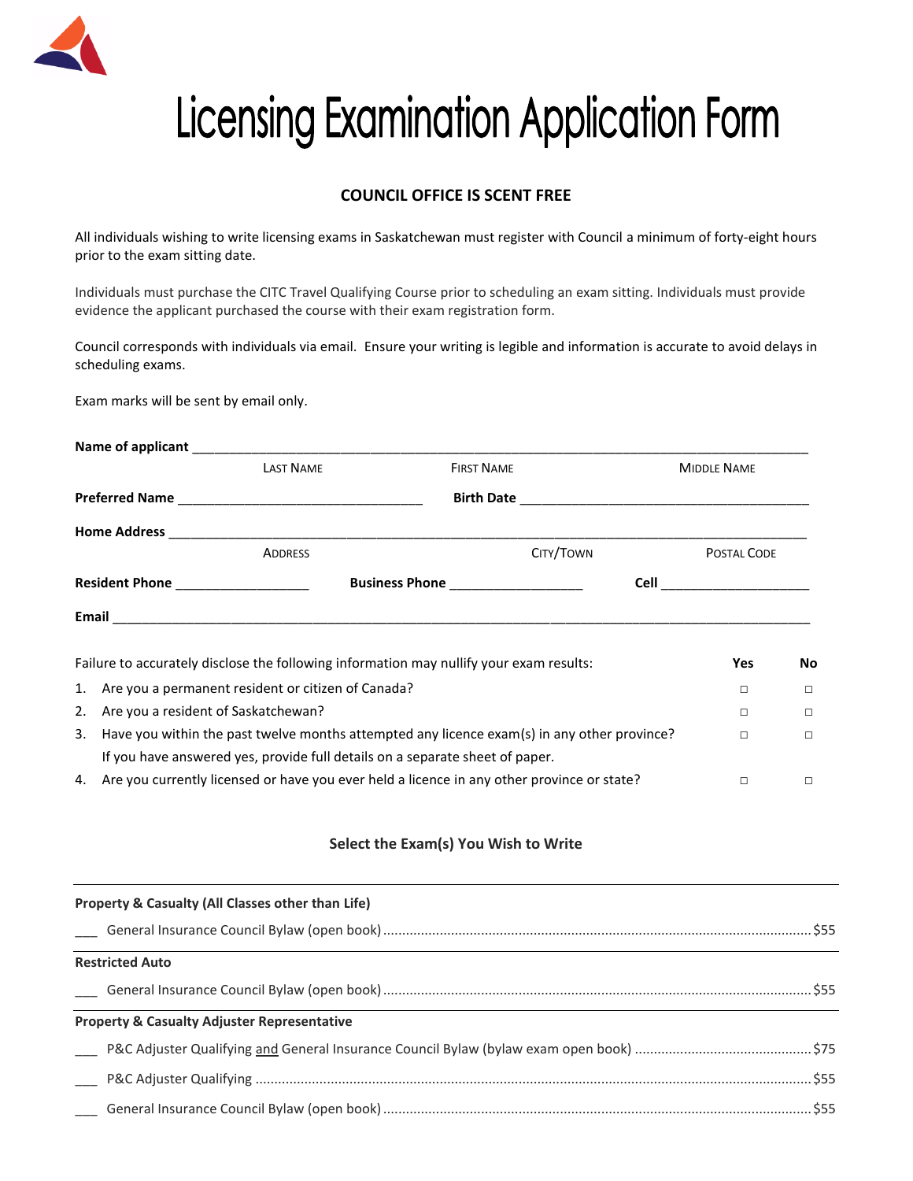# Licensing Examination Application Form

**COUNCIL OFFICE IS SCENT FREE**

All individuals wishing to write licensing exams in Saskatchewan must register with Council a minimum of forty-eight hours prior to the exam sitting date.

Individuals must purchase the CITC Travel Qualifying Course prior to scheduling an exam sitting. Individuals must provide evidence the applicant purchased the course with their exam registration form.

Council corresponds with individuals via email. Ensure your writing is legible and information is accurate to avoid delays in scheduling exams.

Exam marks will be sent by email only.

**Name of applicant** ____________________________________________
LAST NAME FIRST NAME MIDDLE NAME

**Preferred Name** ______________________ **Birth Date** ______________________

**Home Address** ____________________________________________
ADDRESS CITY/TOWN POSTAL CODE

**Resident Phone** ____________ **Business Phone** ____________ **Cell** ____________

**Email** ____________________________________________

| Failure to accurately disclose the following information may nullify your exam results: | **Yes** | **No** |
|---|---|---|
| 1. Are you a permanent resident or citizen of Canada? | □ | □ |
| 2. Are you a resident of Saskatchewan? | □ | □ |
| 3. Have you within the past twelve months attempted any licence exam(s) in any other province? If you have answered yes, provide full details on a separate sheet of paper. | □ | □ |
| 4. Are you currently licensed or have you ever held a licence in any other province or state? | □ | □ |

### Select the Exam(s) You Wish to Write

**Property & Casualty (All Classes other than Life)**

___ General Insurance Council Bylaw (open book) .......... $55

**Restricted Auto**

___ General Insurance Council Bylaw (open book) .......... $55

**Property & Casualty Adjuster Representative**

___ P&C Adjuster Qualifying and General Insurance Council Bylaw (bylaw exam open book) .......... $75

___ P&C Adjuster Qualifying .......... $55

___ General Insurance Council Bylaw (open book) .......... $55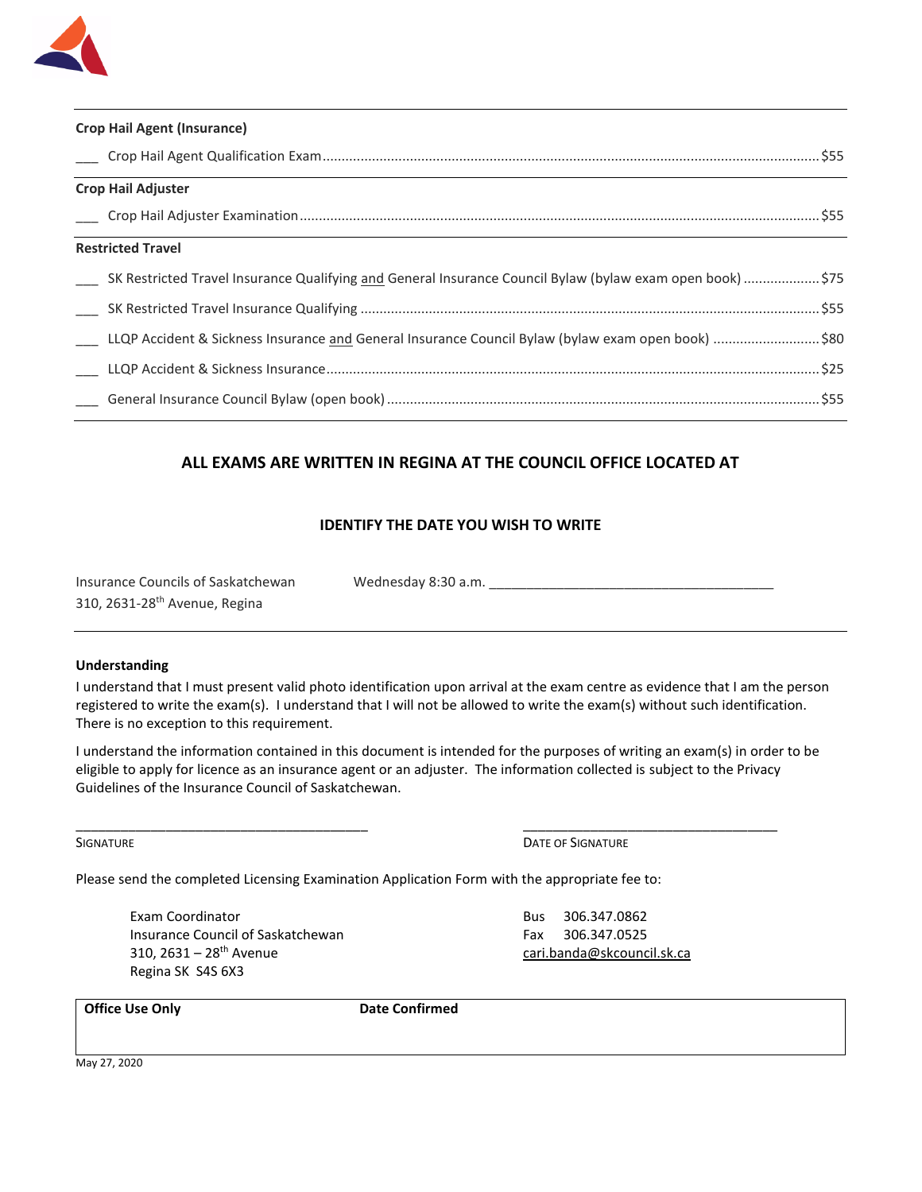**Crop Hail Agent (Insurance)**

___ Crop Hail Agent Qualification Exam ........................................ $55

**Crop Hail Adjuster**

___ Crop Hail Adjuster Examination ........................................ $55

**Restricted Travel**

___ SK Restricted Travel Insurance Qualifying and General Insurance Council Bylaw (bylaw exam open book) .................... $75

___ SK Restricted Travel Insurance Qualifying ........................................ $55

___ LLQP Accident & Sickness Insurance and General Insurance Council Bylaw (bylaw exam open book) ............................ $80

___ LLQP Accident & Sickness Insurance ........................................ $25

___ General Insurance Council Bylaw (open book) ........................................ $55

## ALL EXAMS ARE WRITTEN IN REGINA AT THE COUNCIL OFFICE LOCATED AT

### IDENTIFY THE DATE YOU WISH TO WRITE

Insurance Councils of Saskatchewan
310, 2631-28th Avenue, Regina

Wednesday 8:30 a.m. ______________________________________

**Understanding**

I understand that I must present valid photo identification upon arrival at the exam centre as evidence that I am the person registered to write the exam(s). I understand that I will not be allowed to write the exam(s) without such identification. There is no exception to this requirement.

I understand the information contained in this document is intended for the purposes of writing an exam(s) in order to be eligible to apply for licence as an insurance agent or an adjuster. The information collected is subject to the Privacy Guidelines of the Insurance Council of Saskatchewan.

______________________________________
SIGNATURE

______________________________________
DATE OF SIGNATURE

Please send the completed Licensing Examination Application Form with the appropriate fee to:

Exam Coordinator
Insurance Council of Saskatchewan
310, 2631 – 28th Avenue
Regina SK S4S 6X3

Bus 306.347.0862
Fax 306.347.0525
cari.banda@skcouncil.sk.ca

| Office Use Only | Date Confirmed |
| --- | --- |
| | |

May 27, 2020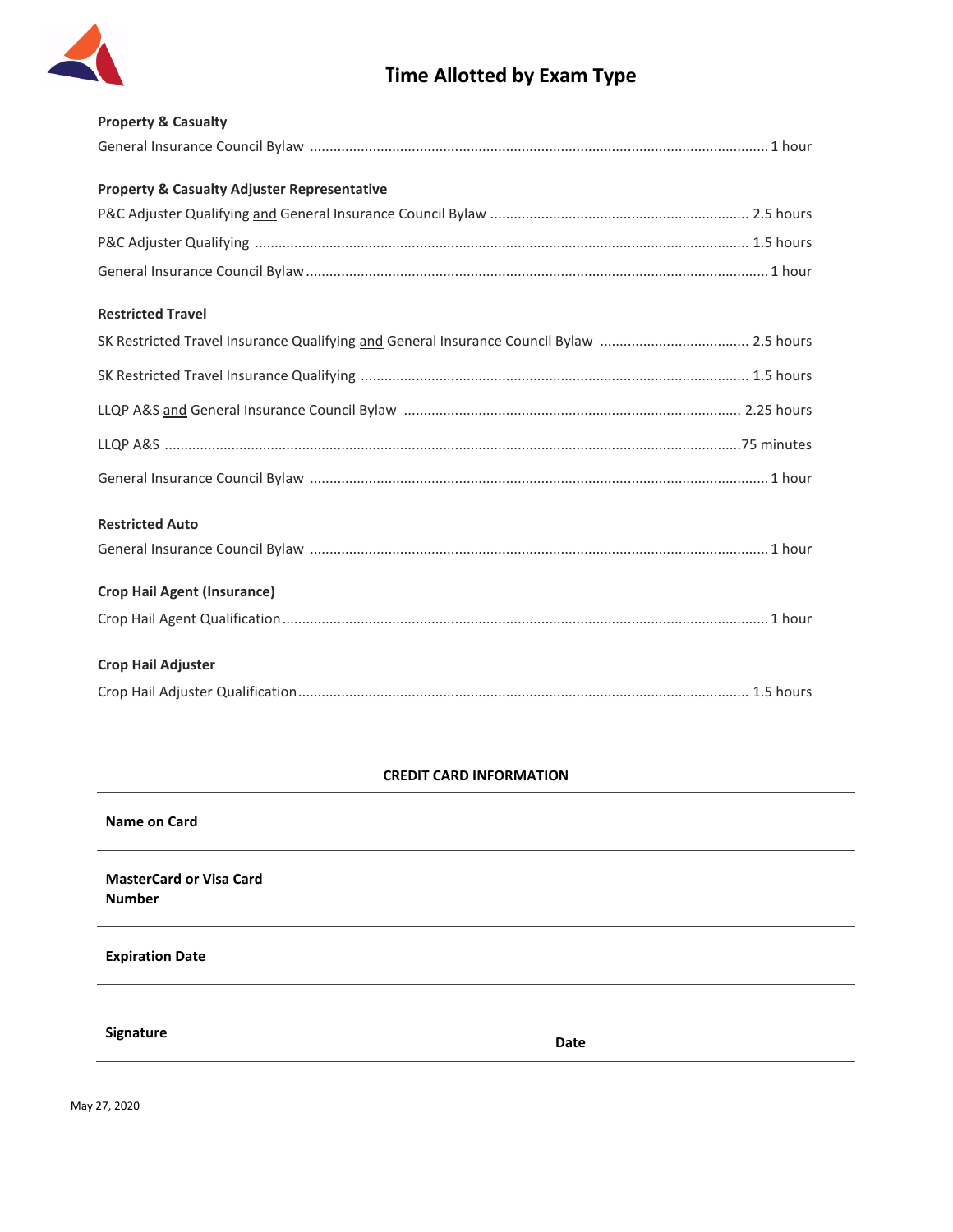# Time Allotted by Exam Type

**Property & Casualty**

General Insurance Council Bylaw ........ 1 hour

**Property & Casualty Adjuster Representative**

P&C Adjuster Qualifying and General Insurance Council Bylaw ........ 2.5 hours

P&C Adjuster Qualifying ........ 1.5 hours

General Insurance Council Bylaw ........ 1 hour

**Restricted Travel**

SK Restricted Travel Insurance Qualifying and General Insurance Council Bylaw ........ 2.5 hours

SK Restricted Travel Insurance Qualifying ........ 1.5 hours

LLQP A&S and General Insurance Council Bylaw ........ 2.25 hours

LLQP A&S ........ 75 minutes

General Insurance Council Bylaw ........ 1 hour

**Restricted Auto**

General Insurance Council Bylaw ........ 1 hour

**Crop Hail Agent (Insurance)**

Crop Hail Agent Qualification ........ 1 hour

**Crop Hail Adjuster**

Crop Hail Adjuster Qualification ........ 1.5 hours

**CREDIT CARD INFORMATION**

| | |
|---|---|
| **Name on Card** | |
| **MasterCard or Visa Card Number** | |
| **Expiration Date** | |
| **Signature** | **Date** |

May 27, 2020